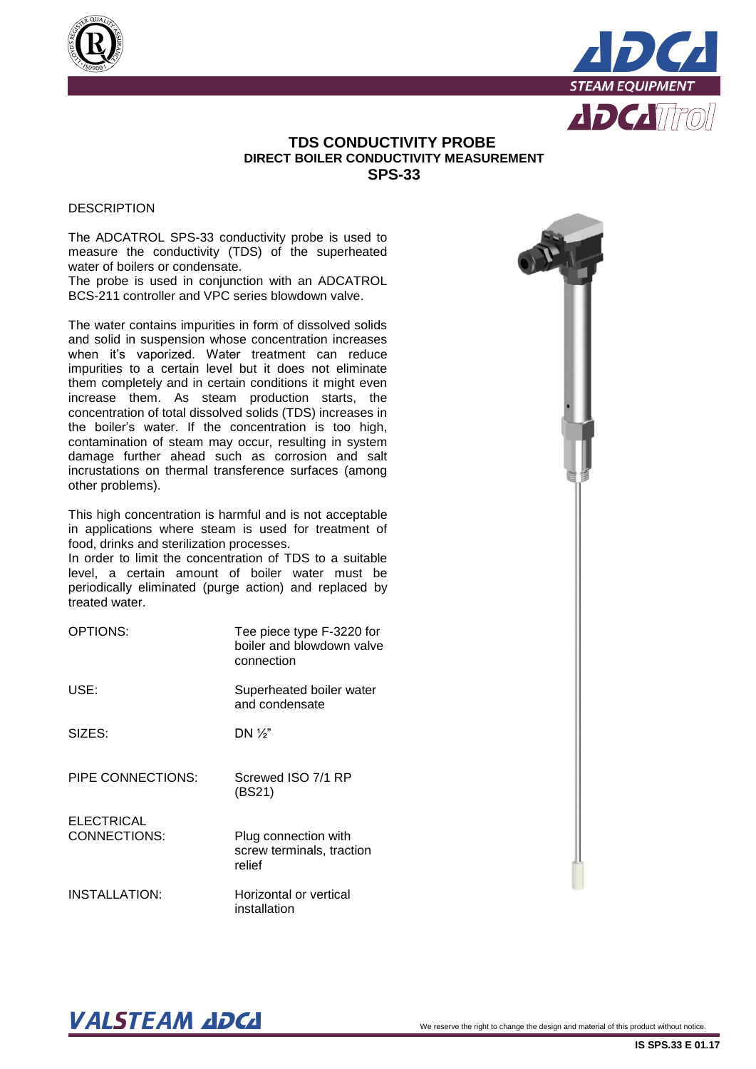# TDS CONDUCTIVITY PROBE

## DIRECT BOILER CONDUCTIVITY MEASUREMENT

## SPS-33

DESCRIPTION

The ADCATROL SPS-33 conductivity probe is used to measure the conductivity (TDS) of the superheated water of boilers or condensate.
The probe is used in conjunction with an ADCATROL BCS-211 controller and VPC series blowdown valve.

The water contains impurities in form of dissolved solids and solid in suspension whose concentration increases when it's vaporized. Water treatment can reduce impurities to a certain level but it does not eliminate them completely and in certain conditions it might even increase them. As steam production starts, the concentration of total dissolved solids (TDS) increases in the boiler's water. If the concentration is too high, contamination of steam may occur, resulting in system damage further ahead such as corrosion and salt incrustations on thermal transference surfaces (among other problems).

This high concentration is harmful and is not acceptable in applications where steam is used for treatment of food, drinks and sterilization processes.
In order to limit the concentration of TDS to a suitable level, a certain amount of boiler water must be periodically eliminated (purge action) and replaced by treated water.

| | |
|---|---|
| OPTIONS: | Tee piece type F-3220 for boiler and blowdown valve connection |
| USE: | Superheated boiler water and condensate |
| SIZES: | DN ½" |
| PIPE CONNECTIONS: | Screwed ISO 7/1 RP (BS21) |
| ELECTRICAL CONNECTIONS: | Plug connection with screw terminals, traction relief |
| INSTALLATION: | Horizontal or vertical installation |

We reserve the right to change the design and material of this product without notice.

IS SPS.33 E 01.17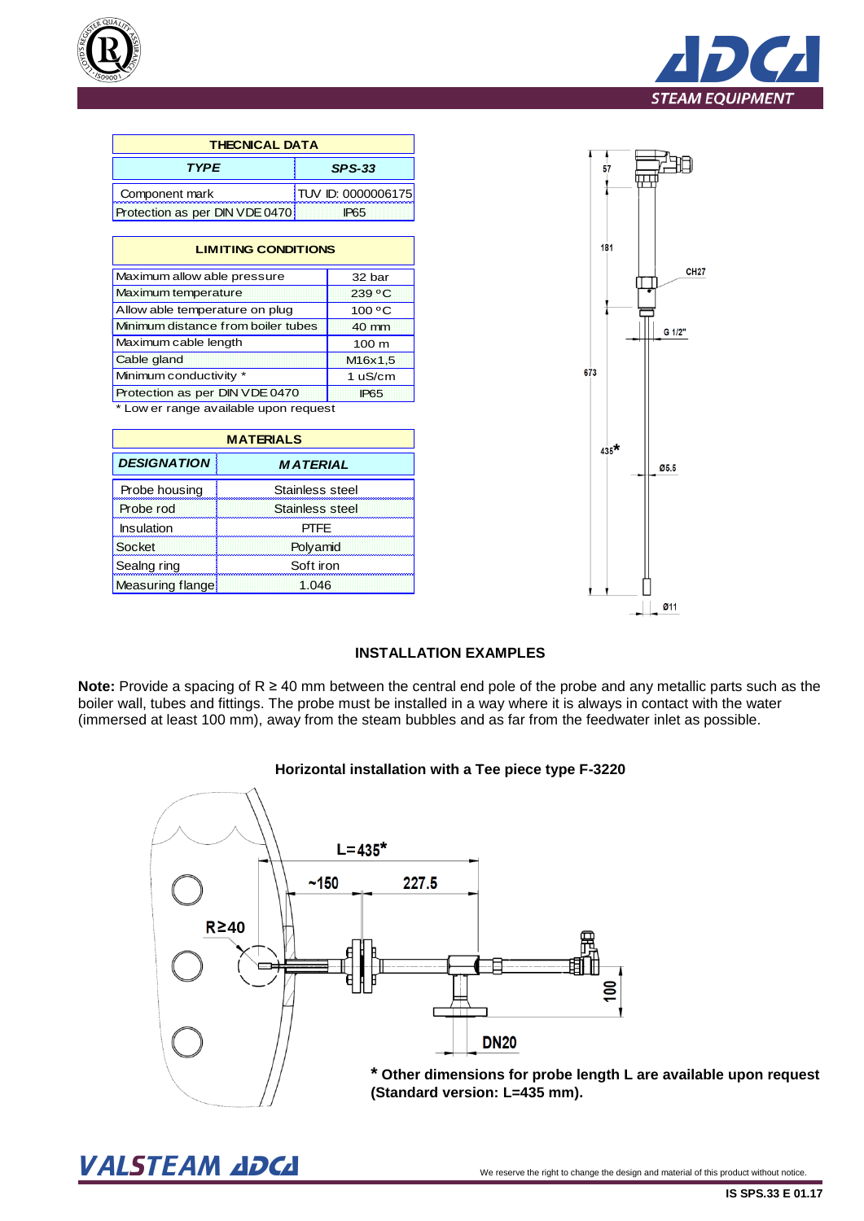| THECNICAL DATA | |
|---|---|
| ***TYPE*** | ***SPS-33*** |
| Component mark | TUV ID: 0000006175 |
| Protection as per DIN VDE 0470 | IP65 |

| LIMITING CONDITIONS | |
|---|---|
| Maximum allow able pressure | 32 bar |
| Maximum temperature | 239 ºC |
| Allow able temperature on plug | 100 ºC |
| Minimum distance from boiler tubes | 40 mm |
| Maximum cable length | 100 m |
| Cable gland | M16x1,5 |
| Minimum conductivity * | 1 uS/cm |
| Protection as per DIN VDE 0470 | IP65 |

* Low er range available upon request

| MATERIALS | |
|---|---|
| ***DESIGNATION*** | ***MATERIAL*** |
| Probe housing | Stainless steel |
| Probe rod | Stainless steel |
| Insulation | PTFE |
| Socket | Polyamid |
| Sealng ring | Soft iron |
| Measuring flange | 1.046 |

**INSTALLATION EXAMPLES**

**Note:** Provide a spacing of R ≥ 40 mm between the central end pole of the probe and any metallic parts such as the boiler wall, tubes and fittings. The probe must be installed in a way where it is always in contact with the water (immersed at least 100 mm), away from the steam bubbles and as far from the feedwater inlet as possible.

**Horizontal installation with a Tee piece type F-3220**

**\* Other dimensions for probe length L are available upon request (Standard version: L=435 mm).**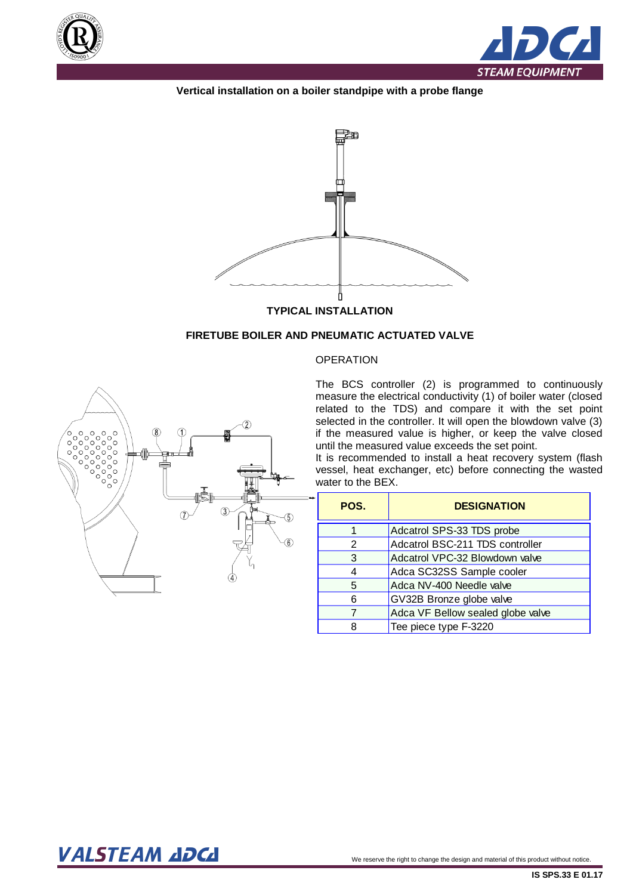**Vertical installation on a boiler standpipe with a probe flange**

**TYPICAL INSTALLATION**

**FIRETUBE BOILER AND PNEUMATIC ACTUATED VALVE**

OPERATION

The BCS controller (2) is programmed to continuously measure the electrical conductivity (1) of boiler water (closed related to the TDS) and compare it with the set point selected in the controller. It will open the blowdown valve (3) if the measured value is higher, or keep the valve closed until the measured value exceeds the set point.
It is recommended to install a heat recovery system (flash vessel, heat exchanger, etc) before connecting the wasted water to the BEX.

| POS. | DESIGNATION |
|---|---|
| 1 | Adcatrol SPS-33 TDS probe |
| 2 | Adcatrol BSC-211 TDS controller |
| 3 | Adcatrol VPC-32 Blowdown valve |
| 4 | Adca SC32SS Sample cooler |
| 5 | Adca NV-400 Needle valve |
| 6 | GV32B Bronze globe valve |
| 7 | Adca VF Bellow sealed globe valve |
| 8 | Tee piece type F-3220 |

We reserve the right to change the design and material of this product without notice.

IS SPS.33 E 01.17